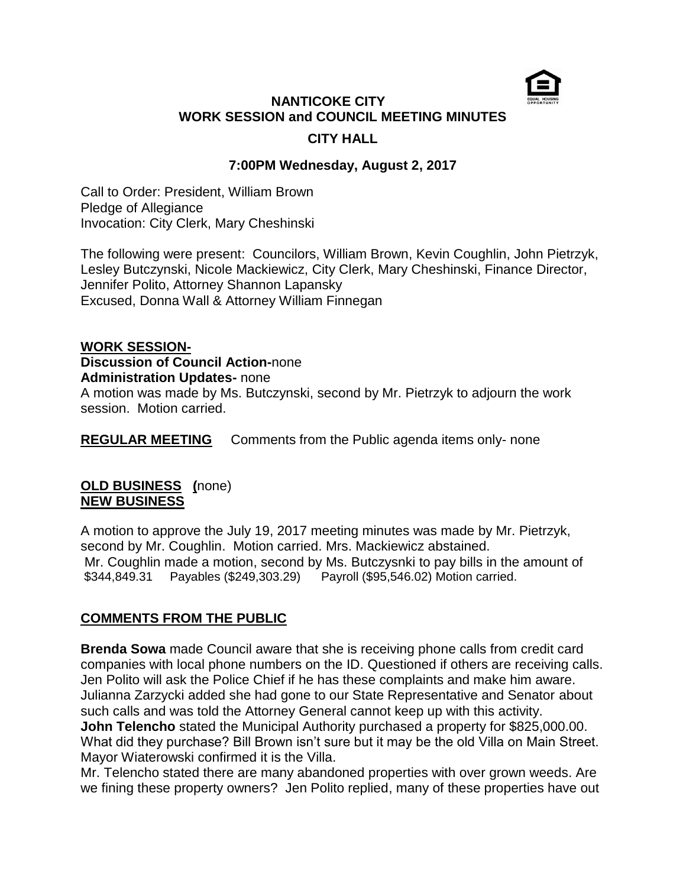# NANTICOKE CITY
## WORK SESSION and COUNCIL MEETING MINUTES
### CITY HALL

**7:00PM Wednesday, August 2, 2017**

Call to Order: President, William Brown
Pledge of Allegiance
Invocation: City Clerk, Mary Cheshinski

The following were present: Councilors, William Brown, Kevin Coughlin, John Pietrzyk, Lesley Butczynski, Nicole Mackiewicz, City Clerk, Mary Cheshinski, Finance Director, Jennifer Polito, Attorney Shannon Lapansky
Excused, Donna Wall & Attorney William Finnegan

**WORK SESSION-**
**Discussion of Council Action-**none
**Administration Updates-** none
A motion was made by Ms. Butczynski, second by Mr. Pietrzyk to adjourn the work session. Motion carried.

**REGULAR MEETING** Comments from the Public agenda items only- none

**OLD BUSINESS (**none)
**NEW BUSINESS**

A motion to approve the July 19, 2017 meeting minutes was made by Mr. Pietrzyk, second by Mr. Coughlin. Motion carried. Mrs. Mackiewicz abstained.
Mr. Coughlin made a motion, second by Ms. Butczysnki to pay bills in the amount of $344,849.31 Payables ($249,303.29) Payroll ($95,546.02) Motion carried.

**COMMENTS FROM THE PUBLIC**

**Brenda Sowa** made Council aware that she is receiving phone calls from credit card companies with local phone numbers on the ID. Questioned if others are receiving calls. Jen Polito will ask the Police Chief if he has these complaints and make him aware. Julianna Zarzycki added she had gone to our State Representative and Senator about such calls and was told the Attorney General cannot keep up with this activity.
**John Telencho** stated the Municipal Authority purchased a property for $825,000.00. What did they purchase? Bill Brown isn't sure but it may be the old Villa on Main Street. Mayor Wiaterowski confirmed it is the Villa.
Mr. Telencho stated there are many abandoned properties with over grown weeds. Are we fining these property owners? Jen Polito replied, many of these properties have out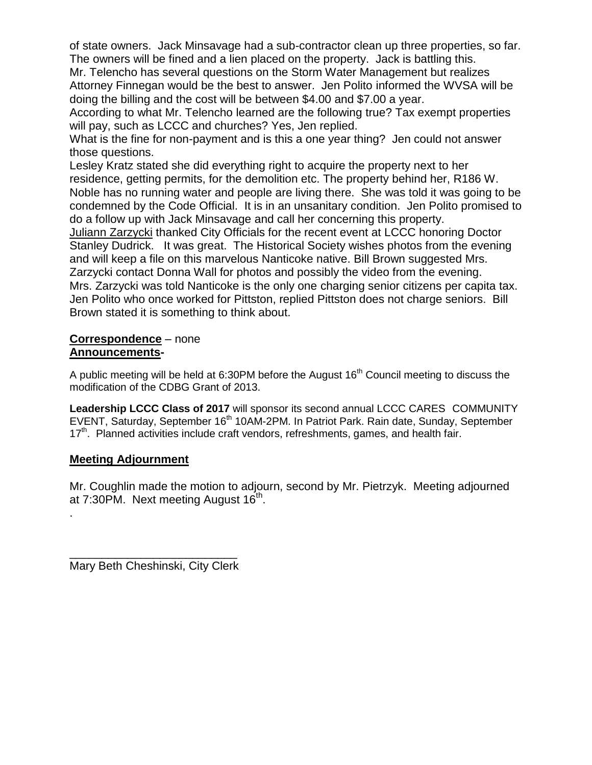of state owners. Jack Minsavage had a sub-contractor clean up three properties, so far. The owners will be fined and a lien placed on the property. Jack is battling this.
Mr. Telencho has several questions on the Storm Water Management but realizes Attorney Finnegan would be the best to answer. Jen Polito informed the WVSA will be doing the billing and the cost will be between $4.00 and $7.00 a year.
According to what Mr. Telencho learned are the following true? Tax exempt properties will pay, such as LCCC and churches? Yes, Jen replied.
What is the fine for non-payment and is this a one year thing? Jen could not answer those questions.
Lesley Kratz stated she did everything right to acquire the property next to her residence, getting permits, for the demolition etc. The property behind her, R186 W. Noble has no running water and people are living there. She was told it was going to be condemned by the Code Official. It is in an unsanitary condition. Jen Polito promised to do a follow up with Jack Minsavage and call her concerning this property.
Juliann Zarzycki thanked City Officials for the recent event at LCCC honoring Doctor Stanley Dudrick. It was great. The Historical Society wishes photos from the evening and will keep a file on this marvelous Nanticoke native. Bill Brown suggested Mrs. Zarzycki contact Donna Wall for photos and possibly the video from the evening.
Mrs. Zarzycki was told Nanticoke is the only one charging senior citizens per capita tax. Jen Polito who once worked for Pittston, replied Pittston does not charge seniors. Bill Brown stated it is something to think about.

**Correspondence** – none
**Announcements-**

A public meeting will be held at 6:30PM before the August 16th Council meeting to discuss the modification of the CDBG Grant of 2013.

**Leadership LCCC Class of 2017** will sponsor its second annual LCCC CARES COMMUNITY EVENT, Saturday, September 16th 10AM-2PM. In Patriot Park. Rain date, Sunday, September 17th. Planned activities include craft vendors, refreshments, games, and health fair.

## **Meeting Adjournment**

Mr. Coughlin made the motion to adjourn, second by Mr. Pietrzyk. Meeting adjourned at 7:30PM. Next meeting August 16th.

.

___________________________
Mary Beth Cheshinski, City Clerk